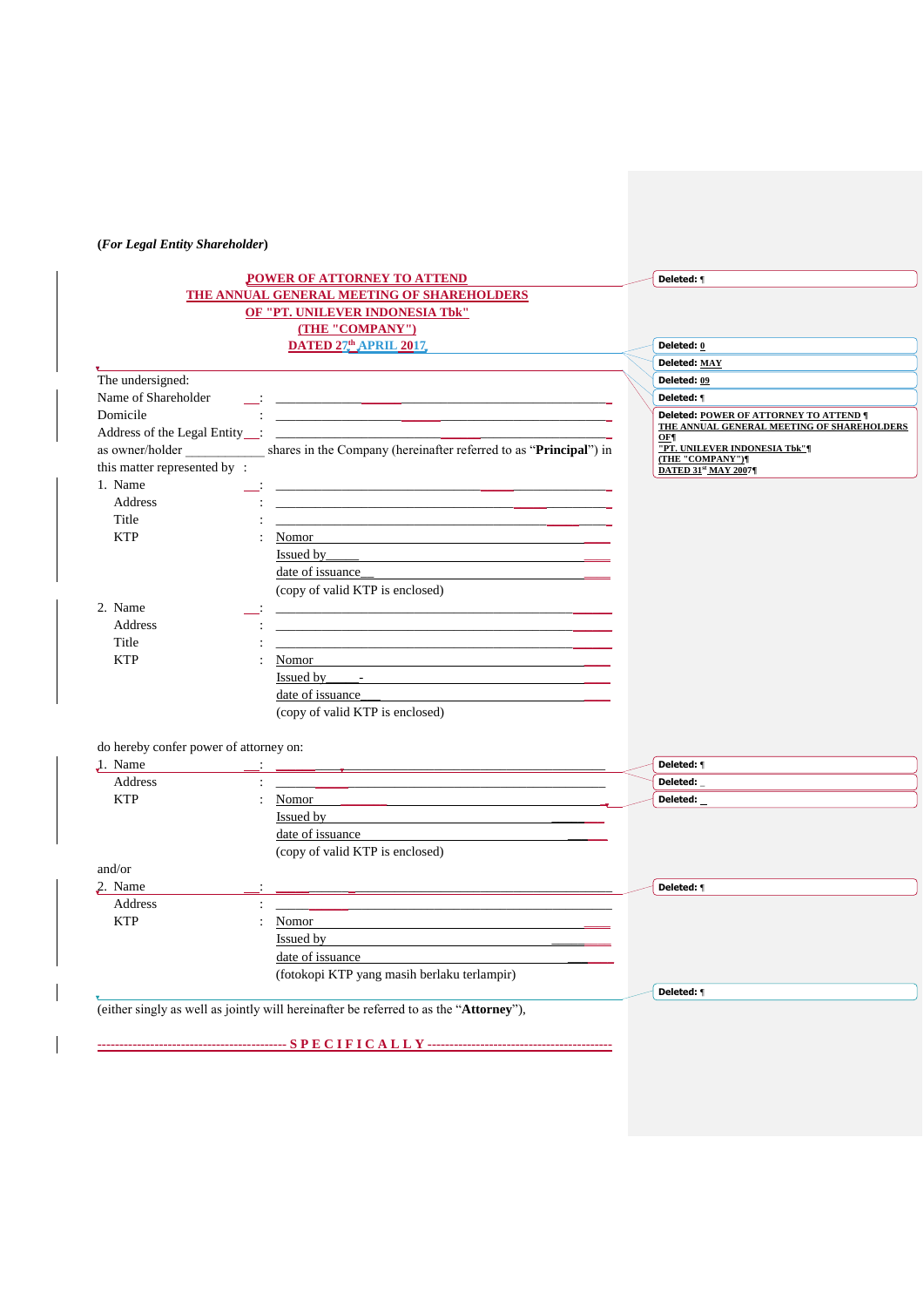***(For Legal Entity Shareholder)***

**POWER OF ATTORNEY TO ATTEND**
**THE ANNUAL GENERAL MEETING OF SHAREHOLDERS**
**OF "PT. UNILEVER INDONESIA Tbk"**
**(THE "COMPANY")**
**DATED 27th APRIL 2017**

The undersigned:

Name of Shareholder : ______________________________________

Domicile : ______________________________________

Address of the Legal Entity : ______________________________________

as owner/holder ____________ shares in the Company (hereinafter referred to as "**Principal**") in this matter represented by :

1. Name : ______________________________________
   Address : ______________________________________
   Title : ______________________________________
   KTP : Nomor ______________________________________
   Issued by ______________________________________
   date of issuance ______________________________________
   (copy of valid KTP is enclosed)

2. Name : ______________________________________
   Address : ______________________________________
   Title : ______________________________________
   KTP : Nomor ______________________________________
   Issued by ______________________________________
   date of issuance ______________________________________
   (copy of valid KTP is enclosed)

do hereby confer power of attorney on:

1. Name : ______________________________________
   Address : ______________________________________
   KTP : Nomor ______________________________________
   Issued by ______________________________________
   date of issuance ______________________________________
   (copy of valid KTP is enclosed)

and/or

2. Name : ______________________________________
   Address : ______________________________________
   KTP : Nomor ______________________________________
   Issued by ______________________________________
   date of issuance ______________________________________
   (fotokopi KTP yang masih berlaku terlampir)

(either singly as well as jointly will hereinafter be referred to as the "**Attorney**"),

------------------------------------------ **S P E C I F I C A L L Y** ------------------------------------------

Deleted: ¶
Deleted: 0
Deleted: MAY
Deleted: 09
Deleted: ¶
Deleted: POWER OF ATTORNEY TO ATTEND ¶ THE ANNUAL GENERAL MEETING OF SHAREHOLDERS OF¶ "PT. UNILEVER INDONESIA Tbk"¶ (THE "COMPANY")¶ DATED 31st MAY 2007¶
Deleted: ¶
Deleted: _
Deleted: _
Deleted: ¶
Deleted: ¶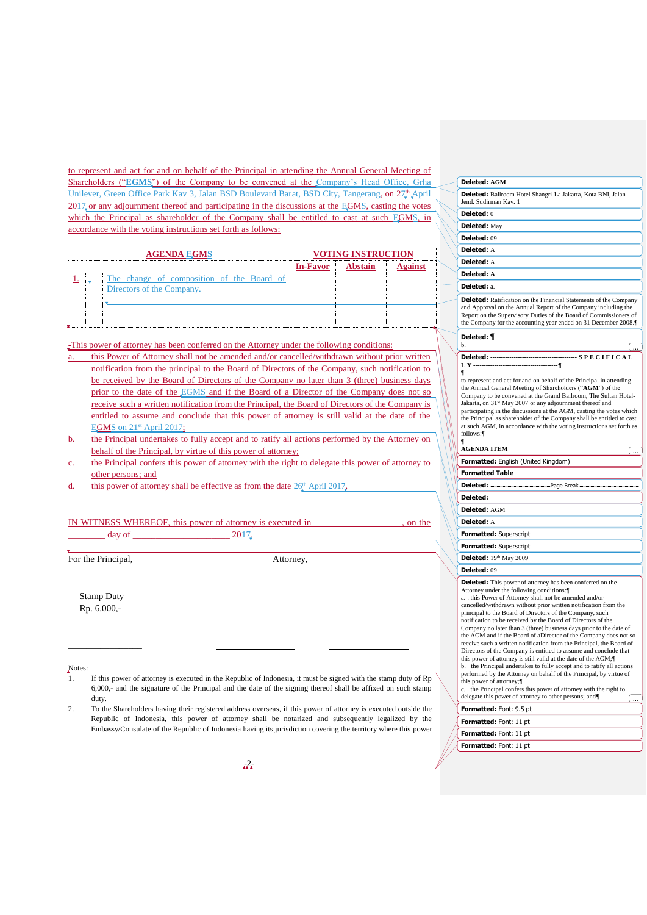to represent and act for and on behalf of the Principal in attending the Annual General Meeting of Shareholders ("**EGMS**") of the Company to be convened at the Company's Head Office, Grha Unilever, Green Office Park Kav 3, Jalan BSD Boulevard Barat, BSD City, Tangerang, on 27th April 2017 or any adjournment thereof and participating in the discussions at the EGMS, casting the votes which the Principal as shareholder of the Company shall be entitled to cast at such EGMS, in accordance with the voting instructions set forth as follows:

| AGENDA EGMS | | | VOTING INSTRUCTION | | |
|---|---|---|---|---|---|
| | | | **In-Favor** | **Abstain** | **Against** |
| 1. | | The change of composition of the Board of Directors of the Company. | | | |
| | | | | | |

This power of attorney has been conferred on the Attorney under the following conditions:

a. this Power of Attorney shall not be amended and/or cancelled/withdrawn without prior written notification from the principal to the Board of Directors of the Company, such notification to be received by the Board of Directors of the Company no later than 3 (three) business days prior to the date of the EGMS and if the Board of a Director of the Company does not so receive such a written notification from the Principal, the Board of Directors of the Company is entitled to assume and conclude that this power of attorney is still valid at the date of the EGMS on 21st April 2017;

b. the Principal undertakes to fully accept and to ratify all actions performed by the Attorney on behalf of the Principal, by virtue of this power of attorney;

c. the Principal confers this power of attorney with the right to delegate this power of attorney to other persons; and

d. this power of attorney shall be effective as from the date 26th April 2017.

IN WITNESS WHEREOF, this power of attorney is executed in ___________________, on the _________ day of ___________________ 2017.

For the Principal, Attorney,

Stamp Duty
Rp. 6.000,-

_______________ _______________ _______________

Notes:

1. If this power of attorney is executed in the Republic of Indonesia, it must be signed with the stamp duty of Rp 6,000,- and the signature of the Principal and the date of the signing thereof shall be affixed on such stamp duty.
2. To the Shareholders having their registered address overseas, if this power of attorney is executed outside the Republic of Indonesia, this power of attorney shall be notarized and subsequently legalized by the Embassy/Consulate of the Republic of Indonesia having its jurisdiction covering the territory where this power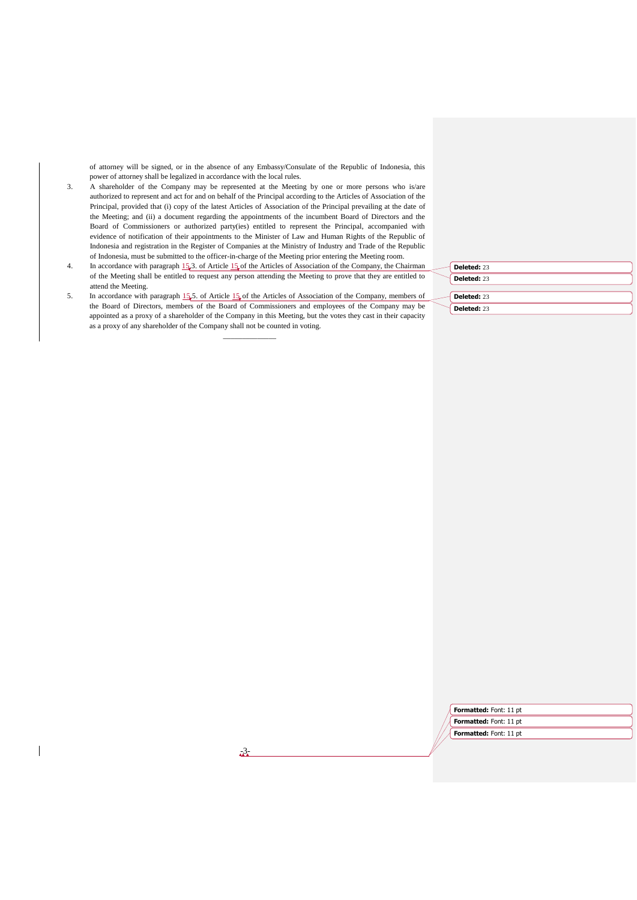of attorney will be signed, or in the absence of any Embassy/Consulate of the Republic of Indonesia, this power of attorney shall be legalized in accordance with the local rules.

3. A shareholder of the Company may be represented at the Meeting by one or more persons who is/are authorized to represent and act for and on behalf of the Principal according to the Articles of Association of the Principal, provided that (i) copy of the latest Articles of Association of the Principal prevailing at the date of the Meeting; and (ii) a document regarding the appointments of the incumbent Board of Directors and the Board of Commissioners or authorized party(ies) entitled to represent the Principal, accompanied with evidence of notification of their appointments to the Minister of Law and Human Rights of the Republic of Indonesia and registration in the Register of Companies at the Ministry of Industry and Trade of the Republic of Indonesia, must be submitted to the officer-in-charge of the Meeting prior entering the Meeting room.
4. In accordance with paragraph 15.3. of Article 15 of the Articles of Association of the Company, the Chairman of the Meeting shall be entitled to request any person attending the Meeting to prove that they are entitled to attend the Meeting.
5. In accordance with paragraph 15.5. of Article 15 of the Articles of Association of the Company, members of the Board of Directors, members of the Board of Commissioners and employees of the Company may be appointed as a proxy of a shareholder of the Company in this Meeting, but the votes they cast in their capacity as a proxy of any shareholder of the Company shall not be counted in voting.